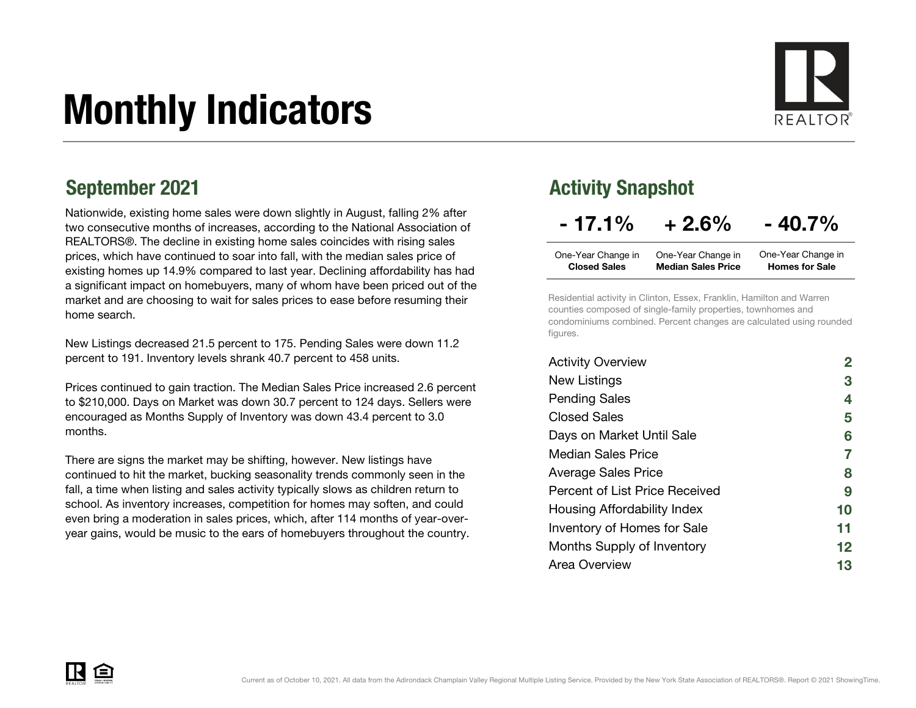# Monthly Indicators

## September 2021

Nationwide, existing home sales were down slightly in August, falling 2% after two consecutive months of increases, according to the National Association of REALTORS®. The decline in existing home sales coincides with rising sales prices, which have continued to soar into fall, with the median sales price of existing homes up 14.9% compared to last year. Declining affordability has had a significant impact on homebuyers, many of whom have been priced out of the market and are choosing to wait for sales prices to ease before resuming their home search.

New Listings decreased 21.5 percent to 175. Pending Sales were down 11.2 percent to 191. Inventory levels shrank 40.7 percent to 458 units.

Prices continued to gain traction. The Median Sales Price increased 2.6 percent to $210,000. Days on Market was down 30.7 percent to 124 days. Sellers were encouraged as Months Supply of Inventory was down 43.4 percent to 3.0 months.

There are signs the market may be shifting, however. New listings have continued to hit the market, bucking seasonality trends commonly seen in the fall, a time when listing and sales activity typically slows as children return to school. As inventory increases, competition for homes may soften, and could even bring a moderation in sales prices, which, after 114 months of year-over-year gains, would be music to the ears of homebuyers throughout the country.

## Activity Snapshot

| - 17.1% | + 2.6% | - 40.7% |
|---|---|---|
| One-Year Change in **Closed Sales** | One-Year Change in **Median Sales Price** | One-Year Change in **Homes for Sale** |

Residential activity in Clinton, Essex, Franklin, Hamilton and Warren counties composed of single-family properties, townhomes and condominiums combined. Percent changes are calculated using rounded figures.

| | |
|---|---|
| Activity Overview | 2 |
| New Listings | 3 |
| Pending Sales | 4 |
| Closed Sales | 5 |
| Days on Market Until Sale | 6 |
| Median Sales Price | 7 |
| Average Sales Price | 8 |
| Percent of List Price Received | 9 |
| Housing Affordability Index | 10 |
| Inventory of Homes for Sale | 11 |
| Months Supply of Inventory | 12 |
| Area Overview | 13 |

Current as of October 10, 2021. All data from the Adirondack Champlain Valley Regional Multiple Listing Service. Provided by the New York State Association of REALTORS®. Report © 2021 ShowingTime.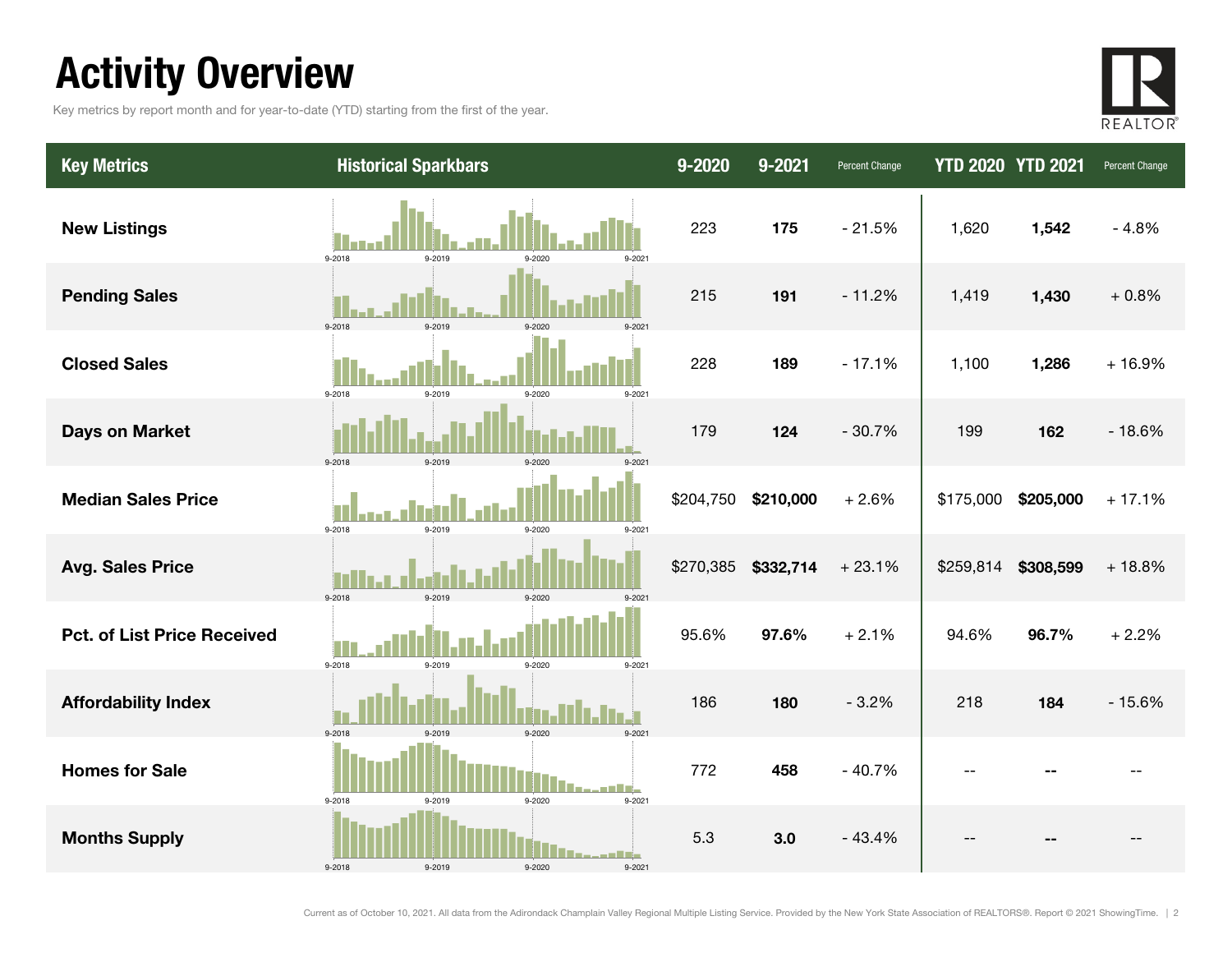# Activity Overview

Key metrics by report month and for year-to-date (YTD) starting from the first of the year.

| Key Metrics | Historical Sparkbars | 9-2020 | 9-2021 | Percent Change | YTD 2020 | YTD 2021 | Percent Change |
|---|---|---|---|---|---|---|---|
| **New Listings** | 9-2018 9-2019 9-2020 9-2021 | 223 | **175** | - 21.5% | 1,620 | **1,542** | - 4.8% |
| **Pending Sales** | 9-2018 9-2019 9-2020 9-2021 | 215 | **191** | - 11.2% | 1,419 | **1,430** | + 0.8% |
| **Closed Sales** | 9-2018 9-2019 9-2020 9-2021 | 228 | **189** | - 17.1% | 1,100 | **1,286** | + 16.9% |
| **Days on Market** | 9-2018 9-2019 9-2020 9-2021 | 179 | **124** | - 30.7% | 199 | **162** | - 18.6% |
| **Median Sales Price** | 9-2018 9-2019 9-2020 9-2021 | $204,750 | **$210,000** | + 2.6% | $175,000 | **$205,000** | + 17.1% |
| **Avg. Sales Price** | 9-2018 9-2019 9-2020 9-2021 | $270,385 | **$332,714** | + 23.1% | $259,814 | **$308,599** | + 18.8% |
| **Pct. of List Price Received** | 9-2018 9-2019 9-2020 9-2021 | 95.6% | **97.6%** | + 2.1% | 94.6% | **96.7%** | + 2.2% |
| **Affordability Index** | 9-2018 9-2019 9-2020 9-2021 | 186 | **180** | - 3.2% | 218 | **184** | - 15.6% |
| **Homes for Sale** | 9-2018 9-2019 9-2020 9-2021 | 772 | **458** | - 40.7% | -- | **--** | -- |
| **Months Supply** | 9-2018 9-2019 9-2020 9-2021 | 5.3 | **3.0** | - 43.4% | -- | **--** | -- |

Current as of October 10, 2021. All data from the Adirondack Champlain Valley Regional Multiple Listing Service. Provided by the New York State Association of REALTORS®. Report © 2021 ShowingTime.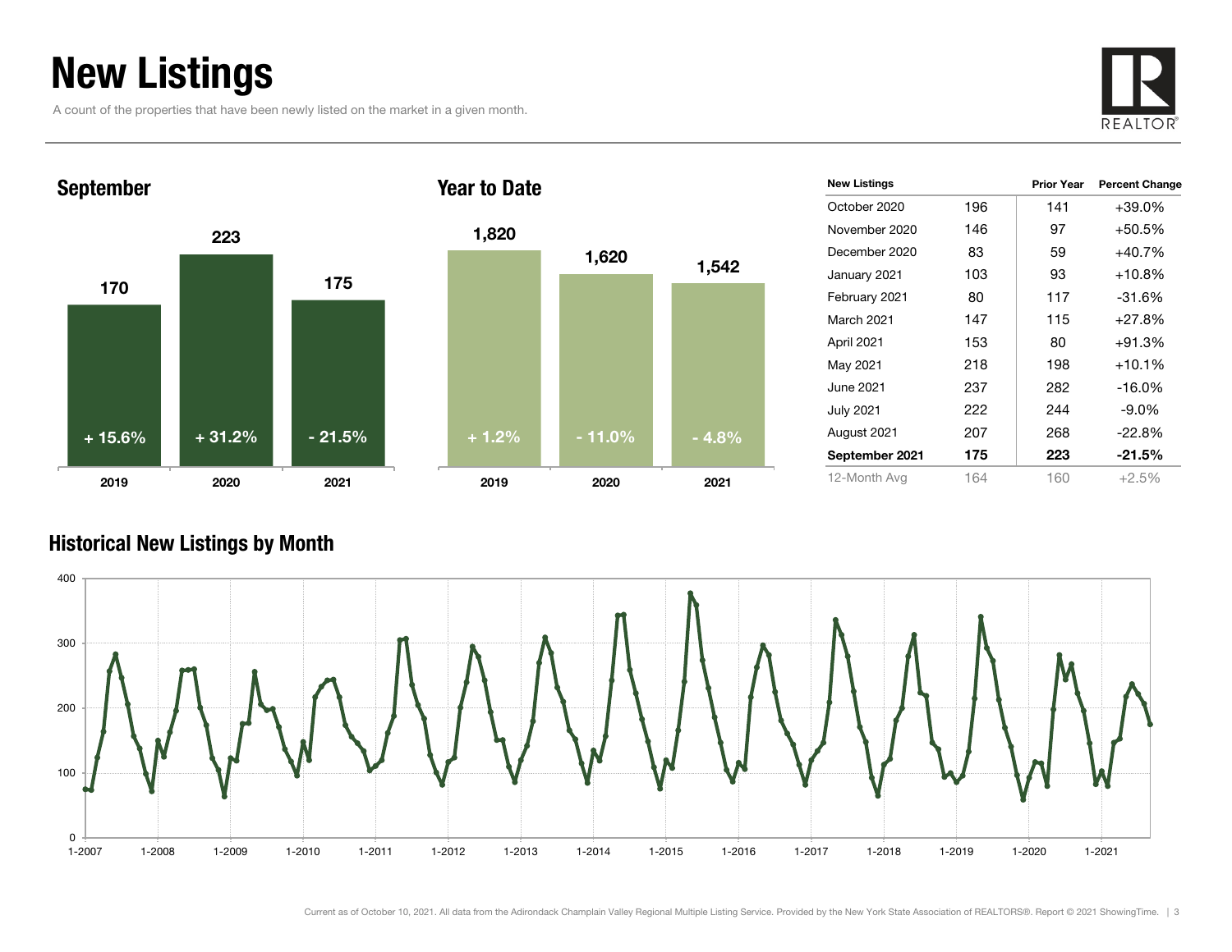# New Listings

A count of the properties that have been newly listed on the market in a given month.

## September

| | 2019 | 2020 | 2021 |
|---|---|---|---|
| New Listings | 170 | 223 | 175 |
| Percent Change | + 15.6% | + 31.2% | - 21.5% |

## Year to Date

| | 2019 | 2020 | 2021 |
|---|---|---|---|
| New Listings | 1,820 | 1,620 | 1,542 |
| Percent Change | + 1.2% | - 11.0% | - 4.8% |

| New Listings | | Prior Year | Percent Change |
|---|---|---|---|
| October 2020 | 196 | 141 | +39.0% |
| November 2020 | 146 | 97 | +50.5% |
| December 2020 | 83 | 59 | +40.7% |
| January 2021 | 103 | 93 | +10.8% |
| February 2021 | 80 | 117 | -31.6% |
| March 2021 | 147 | 115 | +27.8% |
| April 2021 | 153 | 80 | +91.3% |
| May 2021 | 218 | 198 | +10.1% |
| June 2021 | 237 | 282 | -16.0% |
| July 2021 | 222 | 244 | -9.0% |
| August 2021 | 207 | 268 | -22.8% |
| **September 2021** | **175** | **223** | **-21.5%** |
| 12-Month Avg | 164 | 160 | +2.5% |

## Historical New Listings by Month

Current as of October 10, 2021. All data from the Adirondack Champlain Valley Regional Multiple Listing Service. Provided by the New York State Association of REALTORS®. Report © 2021 ShowingTime.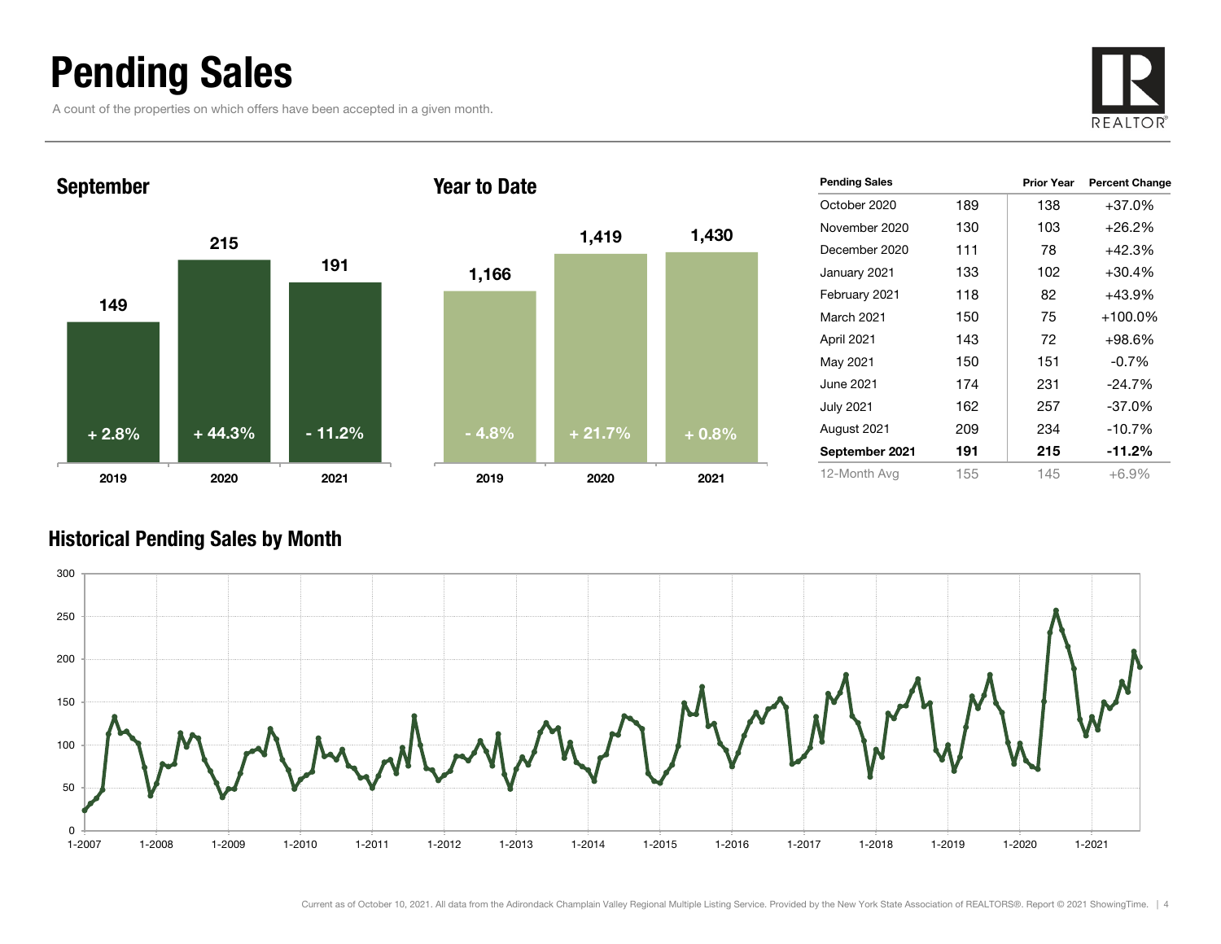# Pending Sales

A count of the properties on which offers have been accepted in a given month.

### September

| Year | Pending Sales | Change |
|---|---|---|
| 2019 | 149 | + 2.8% |
| 2020 | 215 | + 44.3% |
| 2021 | 191 | - 11.2% |

### Year to Date

| Year | Pending Sales | Change |
|---|---|---|
| 2019 | 1,166 | - 4.8% |
| 2020 | 1,419 | + 21.7% |
| 2021 | 1,430 | + 0.8% |

| Pending Sales | | Prior Year | Percent Change |
|---|---|---|---|
| October 2020 | 189 | 138 | +37.0% |
| November 2020 | 130 | 103 | +26.2% |
| December 2020 | 111 | 78 | +42.3% |
| January 2021 | 133 | 102 | +30.4% |
| February 2021 | 118 | 82 | +43.9% |
| March 2021 | 150 | 75 | +100.0% |
| April 2021 | 143 | 72 | +98.6% |
| May 2021 | 150 | 151 | -0.7% |
| June 2021 | 174 | 231 | -24.7% |
| July 2021 | 162 | 257 | -37.0% |
| August 2021 | 209 | 234 | -10.7% |
| **September 2021** | **191** | **215** | **-11.2%** |
| 12-Month Avg | 155 | 145 | +6.9% |

### Historical Pending Sales by Month

Current as of October 10, 2021. All data from the Adirondack Champlain Valley Regional Multiple Listing Service. Provided by the New York State Association of REALTORS®. Report © 2021 ShowingTime.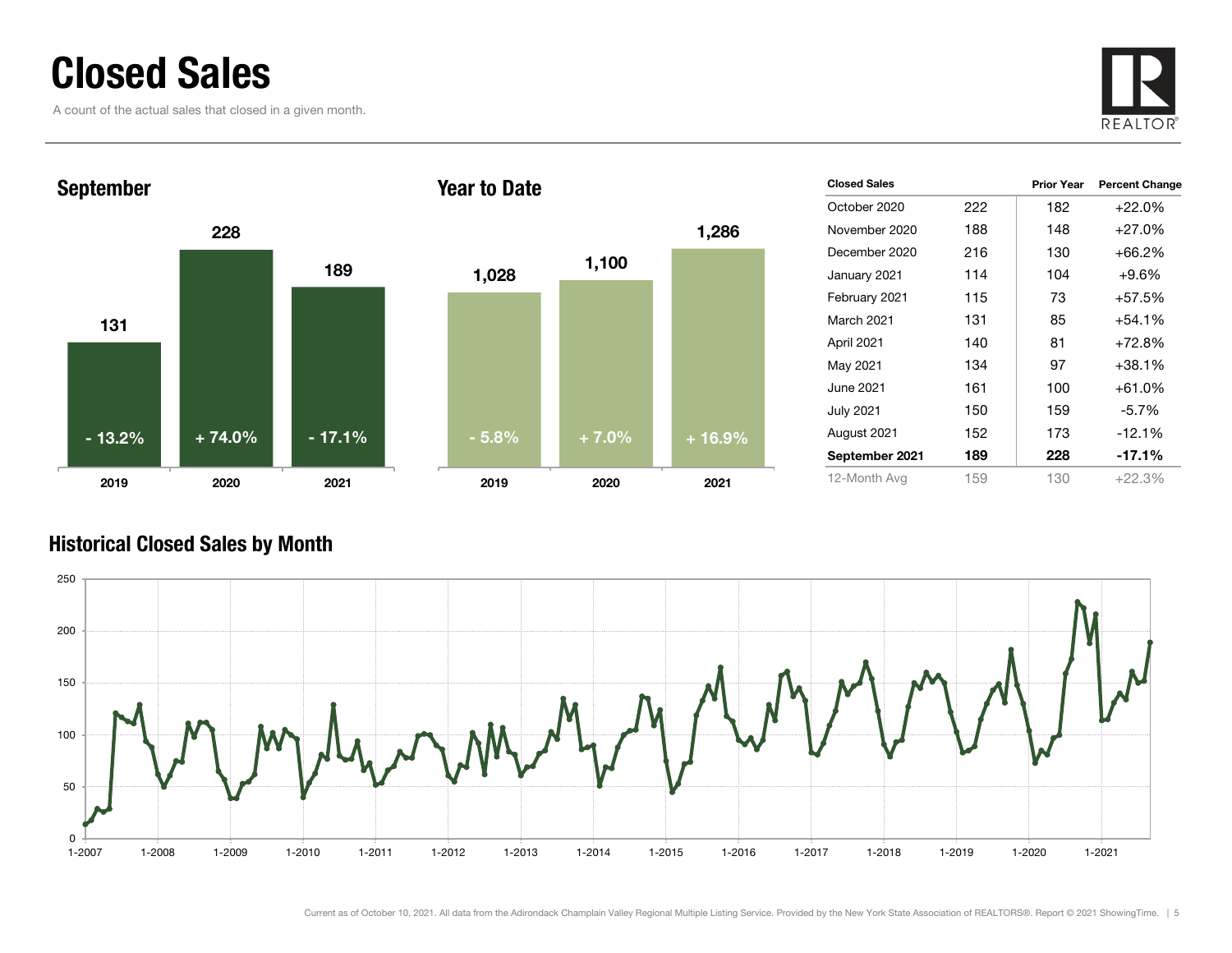# Closed Sales

A count of the actual sales that closed in a given month.

## September

| | 2019 | 2020 | 2021 |
|---|---|---|---|
| Closed Sales | 131 | 228 | 189 |
| Percent Change | - 13.2% | + 74.0% | - 17.1% |

## Year to Date

| | 2019 | 2020 | 2021 |
|---|---|---|---|
| Closed Sales | 1,028 | 1,100 | 1,286 |
| Percent Change | - 5.8% | + 7.0% | + 16.9% |

| Closed Sales | | Prior Year | Percent Change |
|---|---|---|---|
| October 2020 | 222 | 182 | +22.0% |
| November 2020 | 188 | 148 | +27.0% |
| December 2020 | 216 | 130 | +66.2% |
| January 2021 | 114 | 104 | +9.6% |
| February 2021 | 115 | 73 | +57.5% |
| March 2021 | 131 | 85 | +54.1% |
| April 2021 | 140 | 81 | +72.8% |
| May 2021 | 134 | 97 | +38.1% |
| June 2021 | 161 | 100 | +61.0% |
| July 2021 | 150 | 159 | -5.7% |
| August 2021 | 152 | 173 | -12.1% |
| **September 2021** | **189** | **228** | **-17.1%** |
| 12-Month Avg | 159 | 130 | +22.3% |

## Historical Closed Sales by Month

Current as of October 10, 2021. All data from the Adirondack Champlain Valley Regional Multiple Listing Service. Provided by the New York State Association of REALTORS®. Report © 2021 ShowingTime.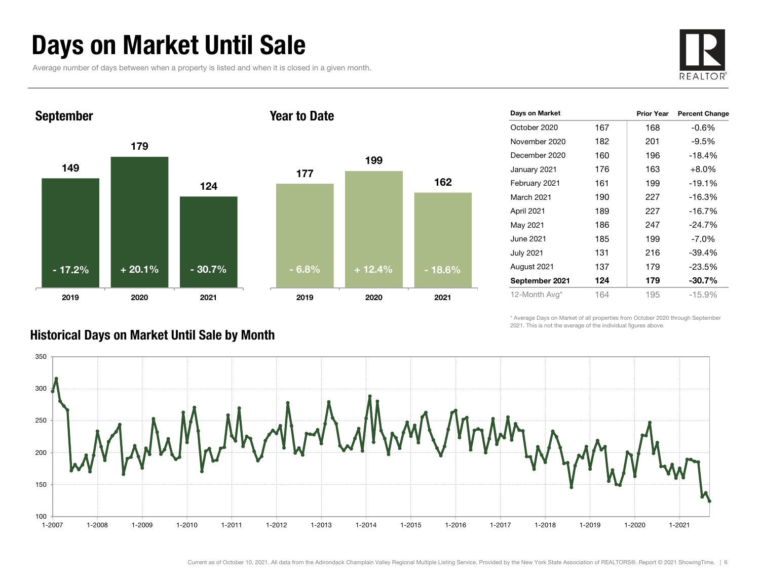# Days on Market Until Sale

Average number of days between when a property is listed and when it is closed in a given month.

## September

| | 2019 | 2020 | 2021 |
|---|---|---|---|
| Days | 149 | 179 | 124 |
| Change | - 17.2% | + 20.1% | - 30.7% |

## Year to Date

| | 2019 | 2020 | 2021 |
|---|---|---|---|
| Days | 177 | 199 | 162 |
| Change | - 6.8% | + 12.4% | - 18.6% |

| Days on Market | | Prior Year | Percent Change |
|---|---|---|---|
| October 2020 | 167 | 168 | -0.6% |
| November 2020 | 182 | 201 | -9.5% |
| December 2020 | 160 | 196 | -18.4% |
| January 2021 | 176 | 163 | +8.0% |
| February 2021 | 161 | 199 | -19.1% |
| March 2021 | 190 | 227 | -16.3% |
| April 2021 | 189 | 227 | -16.7% |
| May 2021 | 186 | 247 | -24.7% |
| June 2021 | 185 | 199 | -7.0% |
| July 2021 | 131 | 216 | -39.4% |
| August 2021 | 137 | 179 | -23.5% |
| **September 2021** | **124** | **179** | **-30.7%** |
| 12-Month Avg* | 164 | 195 | -15.9% |

\* Average Days on Market of all properties from October 2020 through September 2021. This is not the average of the individual figures above.

## Historical Days on Market Until Sale by Month

Current as of October 10, 2021. All data from the Adirondack Champlain Valley Regional Multiple Listing Service. Provided by the New York State Association of REALTORS®. Report © 2021 ShowingTime.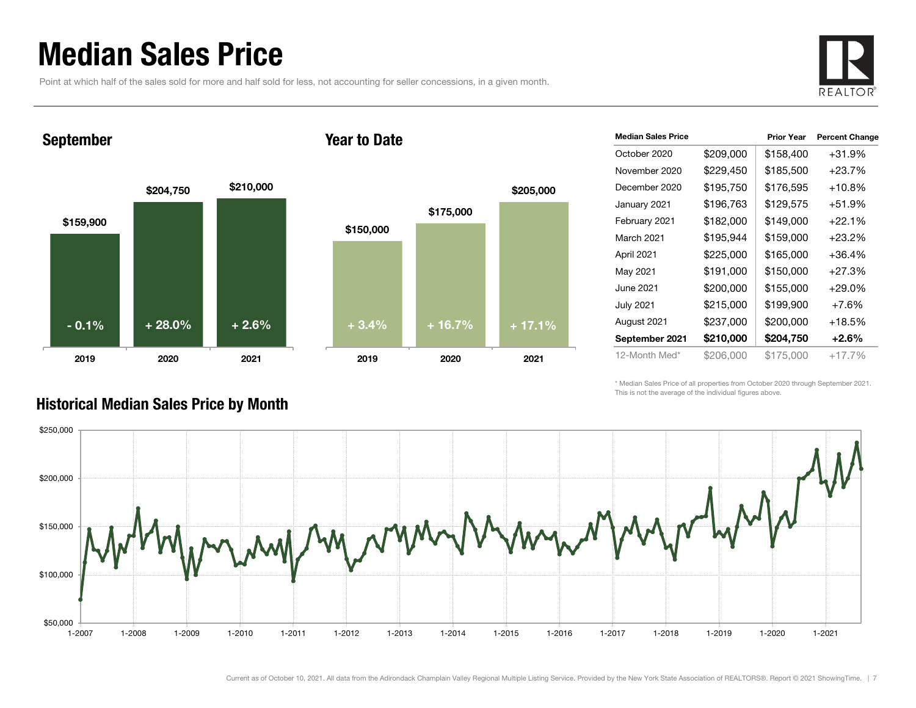# Median Sales Price

Point at which half of the sales sold for more and half sold for less, not accounting for seller concessions, in a given month.

### September

| | 2019 | 2020 | 2021 |
|---|---|---|---|
| Median Sales Price | $159,900 | $204,750 | $210,000 |
| Percent Change | - 0.1% | + 28.0% | + 2.6% |

### Year to Date

| | 2019 | 2020 | 2021 |
|---|---|---|---|
| Median Sales Price | $150,000 | $175,000 | $205,000 |
| Percent Change | + 3.4% | + 16.7% | + 17.1% |

| Median Sales Price | | Prior Year | Percent Change |
|---|---|---|---|
| October 2020 | $209,000 | $158,400 | +31.9% |
| November 2020 | $229,450 | $185,500 | +23.7% |
| December 2020 | $195,750 | $176,595 | +10.8% |
| January 2021 | $196,763 | $129,575 | +51.9% |
| February 2021 | $182,000 | $149,000 | +22.1% |
| March 2021 | $195,944 | $159,000 | +23.2% |
| April 2021 | $225,000 | $165,000 | +36.4% |
| May 2021 | $191,000 | $150,000 | +27.3% |
| June 2021 | $200,000 | $155,000 | +29.0% |
| July 2021 | $215,000 | $199,900 | +7.6% |
| August 2021 | $237,000 | $200,000 | +18.5% |
| **September 2021** | **$210,000** | **$204,750** | **+2.6%** |
| 12-Month Med* | $206,000 | $175,000 | +17.7% |

\* Median Sales Price of all properties from October 2020 through September 2021. This is not the average of the individual figures above.

### Historical Median Sales Price by Month

Current as of October 10, 2021. All data from the Adirondack Champlain Valley Regional Multiple Listing Service. Provided by the New York State Association of REALTORS®. Report © 2021 ShowingTime.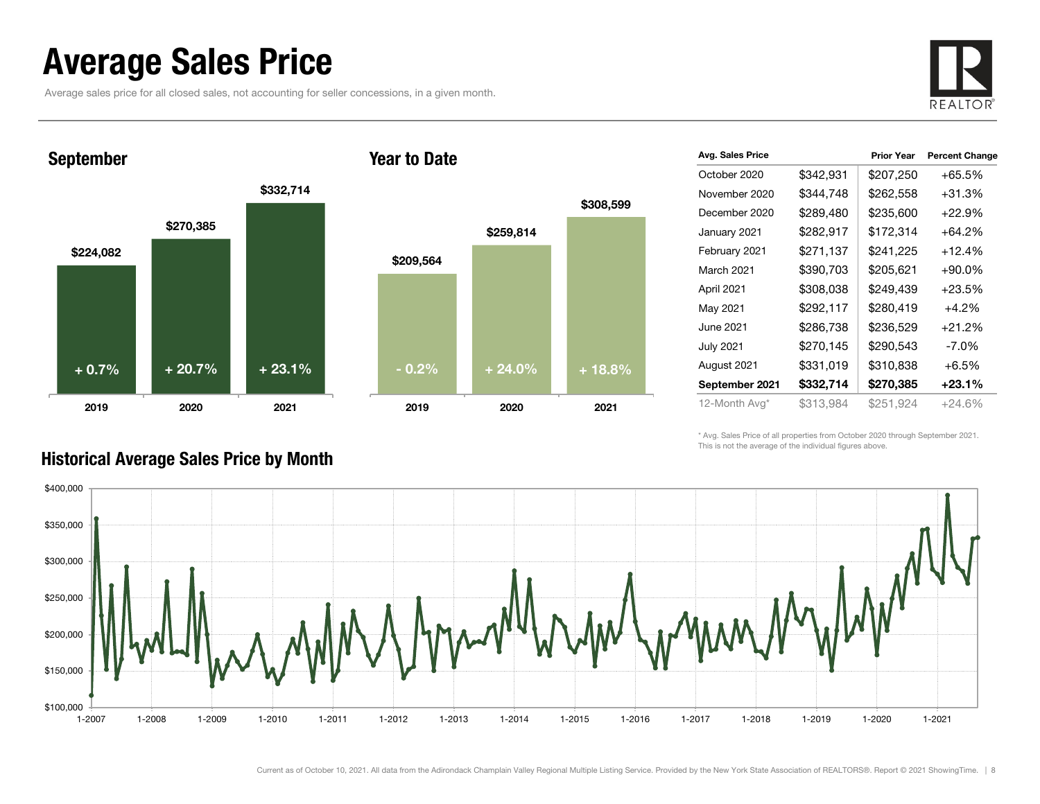# Average Sales Price

Average sales price for all closed sales, not accounting for seller concessions, in a given month.

## September

| Year | Average Sales Price | Change |
|---|---|---|
| 2019 | $224,082 | + 0.7% |
| 2020 | $270,385 | + 20.7% |
| 2021 | $332,714 | + 23.1% |

## Year to Date

| Year | Average Sales Price | Change |
|---|---|---|
| 2019 | $209,564 | - 0.2% |
| 2020 | $259,814 | + 24.0% |
| 2021 | $308,599 | + 18.8% |

| Avg. Sales Price | | Prior Year | Percent Change |
|---|---|---|---|
| October 2020 | $342,931 | $207,250 | +65.5% |
| November 2020 | $344,748 | $262,558 | +31.3% |
| December 2020 | $289,480 | $235,600 | +22.9% |
| January 2021 | $282,917 | $172,314 | +64.2% |
| February 2021 | $271,137 | $241,225 | +12.4% |
| March 2021 | $390,703 | $205,621 | +90.0% |
| April 2021 | $308,038 | $249,439 | +23.5% |
| May 2021 | $292,117 | $280,419 | +4.2% |
| June 2021 | $286,738 | $236,529 | +21.2% |
| July 2021 | $270,145 | $290,543 | -7.0% |
| August 2021 | $331,019 | $310,838 | +6.5% |
| **September 2021** | **$332,714** | **$270,385** | **+23.1%** |
| 12-Month Avg* | $313,984 | $251,924 | +24.6% |

\* Avg. Sales Price of all properties from October 2020 through September 2021. This is not the average of the individual figures above.

## Historical Average Sales Price by Month

Current as of October 10, 2021. All data from the Adirondack Champlain Valley Regional Multiple Listing Service. Provided by the New York State Association of REALTORS®. Report © 2021 ShowingTime.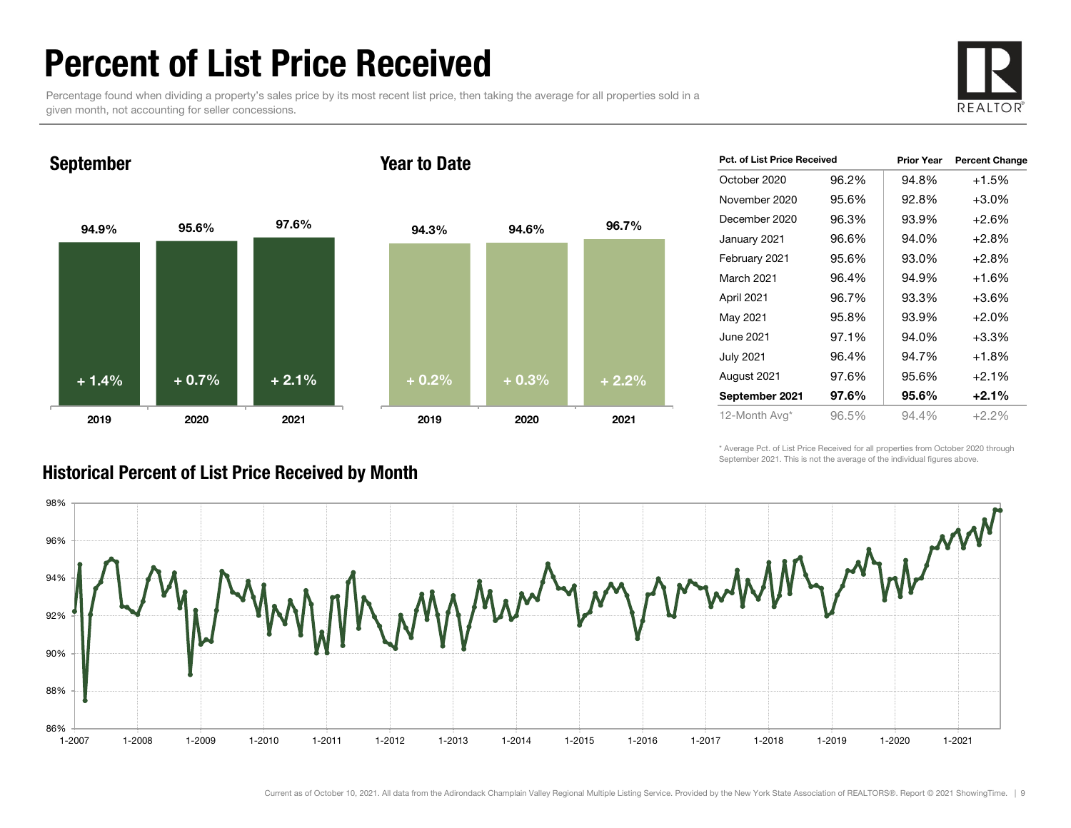# Percent of List Price Received

Percentage found when dividing a property's sales price by its most recent list price, then taking the average for all properties sold in a given month, not accounting for seller concessions.

## September

| | 2019 | 2020 | 2021 |
|---|---|---|---|
| Percent of List Price Received | 94.9% | 95.6% | 97.6% |
| Change | + 1.4% | + 0.7% | + 2.1% |

## Year to Date

| | 2019 | 2020 | 2021 |
|---|---|---|---|
| Percent of List Price Received | 94.3% | 94.6% | 96.7% |
| Change | + 0.2% | + 0.3% | + 2.2% |

| Pct. of List Price Received | | Prior Year | Percent Change |
|---|---|---|---|
| October 2020 | 96.2% | 94.8% | +1.5% |
| November 2020 | 95.6% | 92.8% | +3.0% |
| December 2020 | 96.3% | 93.9% | +2.6% |
| January 2021 | 96.6% | 94.0% | +2.8% |
| February 2021 | 95.6% | 93.0% | +2.8% |
| March 2021 | 96.4% | 94.9% | +1.6% |
| April 2021 | 96.7% | 93.3% | +3.6% |
| May 2021 | 95.8% | 93.9% | +2.0% |
| June 2021 | 97.1% | 94.0% | +3.3% |
| July 2021 | 96.4% | 94.7% | +1.8% |
| August 2021 | 97.6% | 95.6% | +2.1% |
| **September 2021** | **97.6%** | **95.6%** | **+2.1%** |
| 12-Month Avg* | 96.5% | 94.4% | +2.2% |

\* Average Pct. of List Price Received for all properties from October 2020 through September 2021. This is not the average of the individual figures above.

## Historical Percent of List Price Received by Month

Current as of October 10, 2021. All data from the Adirondack Champlain Valley Regional Multiple Listing Service. Provided by the New York State Association of REALTORS®. Report © 2021 ShowingTime.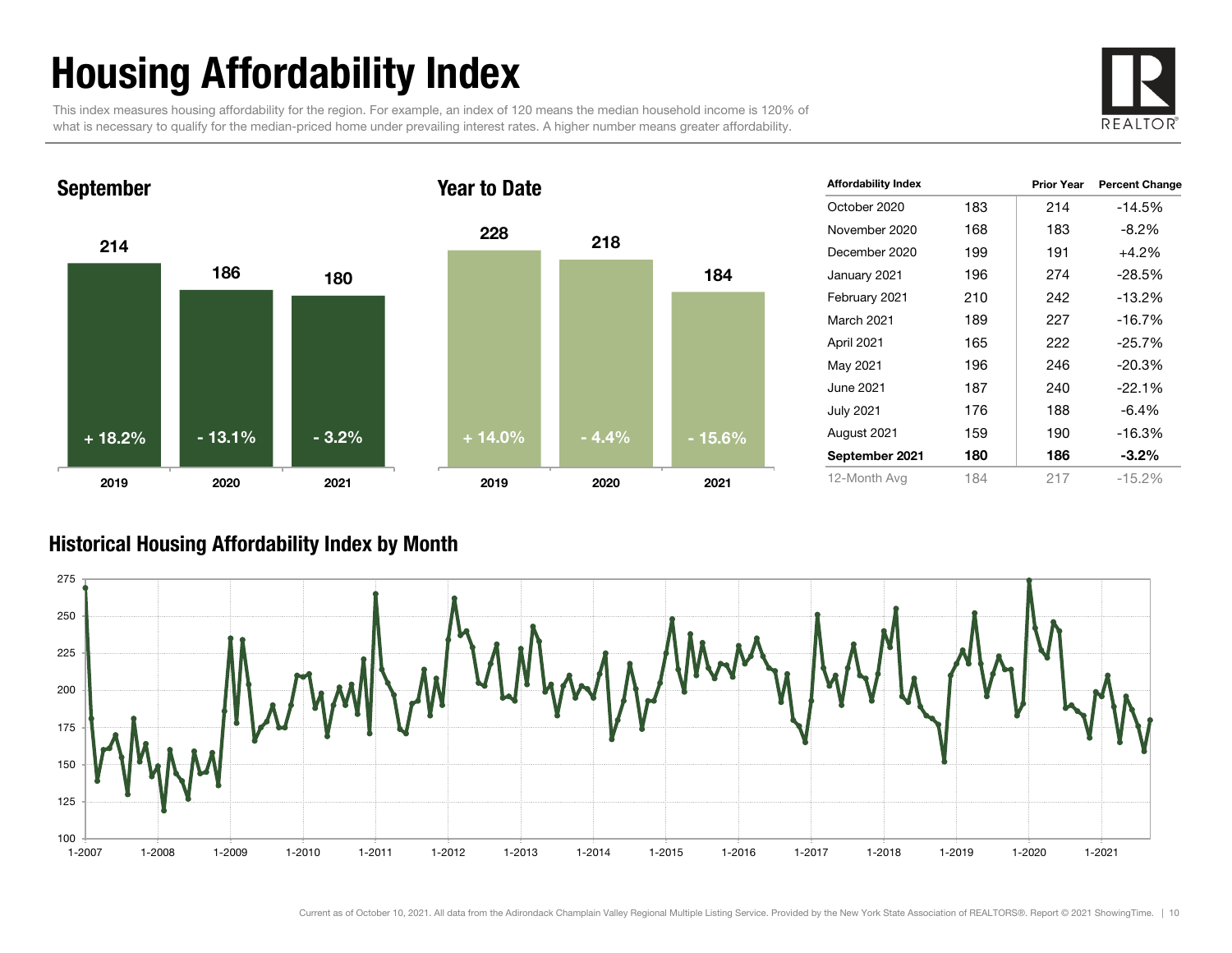# Housing Affordability Index

This index measures housing affordability for the region. For example, an index of 120 means the median household income is 120% of what is necessary to qualify for the median-priced home under prevailing interest rates. A higher number means greater affordability.

## September

| | 2019 | 2020 | 2021 |
|---|---|---|---|
| Index | 214 | 186 | 180 |
| Change | + 18.2% | - 13.1% | - 3.2% |

## Year to Date

| | 2019 | 2020 | 2021 |
|---|---|---|---|
| Index | 228 | 218 | 184 |
| Change | + 14.0% | - 4.4% | - 15.6% |

| Affordability Index | | Prior Year | Percent Change |
|---|---|---|---|
| October 2020 | 183 | 214 | -14.5% |
| November 2020 | 168 | 183 | -8.2% |
| December 2020 | 199 | 191 | +4.2% |
| January 2021 | 196 | 274 | -28.5% |
| February 2021 | 210 | 242 | -13.2% |
| March 2021 | 189 | 227 | -16.7% |
| April 2021 | 165 | 222 | -25.7% |
| May 2021 | 196 | 246 | -20.3% |
| June 2021 | 187 | 240 | -22.1% |
| July 2021 | 176 | 188 | -6.4% |
| August 2021 | 159 | 190 | -16.3% |
| **September 2021** | **180** | **186** | **-3.2%** |
| 12-Month Avg | 184 | 217 | -15.2% |

## Historical Housing Affordability Index by Month

Current as of October 10, 2021. All data from the Adirondack Champlain Valley Regional Multiple Listing Service. Provided by the New York State Association of REALTORS®. Report © 2021 ShowingTime.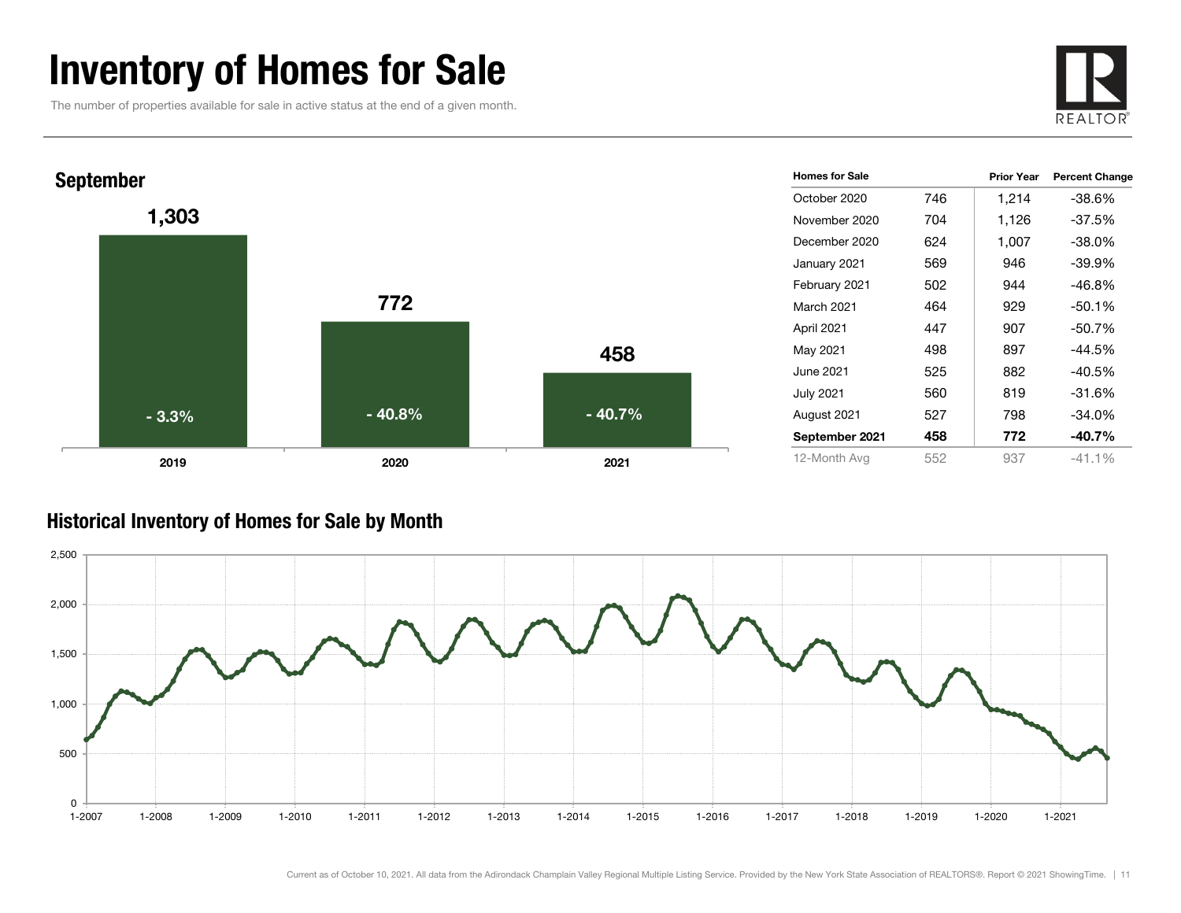# Inventory of Homes for Sale

The number of properties available for sale in active status at the end of a given month.

## September

| Year | Homes for Sale | Percent Change |
|---|---|---|
| 2019 | 1,303 | - 3.3% |
| 2020 | 772 | - 40.8% |
| 2021 | 458 | - 40.7% |

| Homes for Sale | | Prior Year | Percent Change |
|---|---|---|---|
| October 2020 | 746 | 1,214 | -38.6% |
| November 2020 | 704 | 1,126 | -37.5% |
| December 2020 | 624 | 1,007 | -38.0% |
| January 2021 | 569 | 946 | -39.9% |
| February 2021 | 502 | 944 | -46.8% |
| March 2021 | 464 | 929 | -50.1% |
| April 2021 | 447 | 907 | -50.7% |
| May 2021 | 498 | 897 | -44.5% |
| June 2021 | 525 | 882 | -40.5% |
| July 2021 | 560 | 819 | -31.6% |
| August 2021 | 527 | 798 | -34.0% |
| **September 2021** | **458** | **772** | **-40.7%** |
| 12-Month Avg | 552 | 937 | -41.1% |

## Historical Inventory of Homes for Sale by Month

Current as of October 10, 2021. All data from the Adirondack Champlain Valley Regional Multiple Listing Service. Provided by the New York State Association of REALTORS®. Report © 2021 ShowingTime.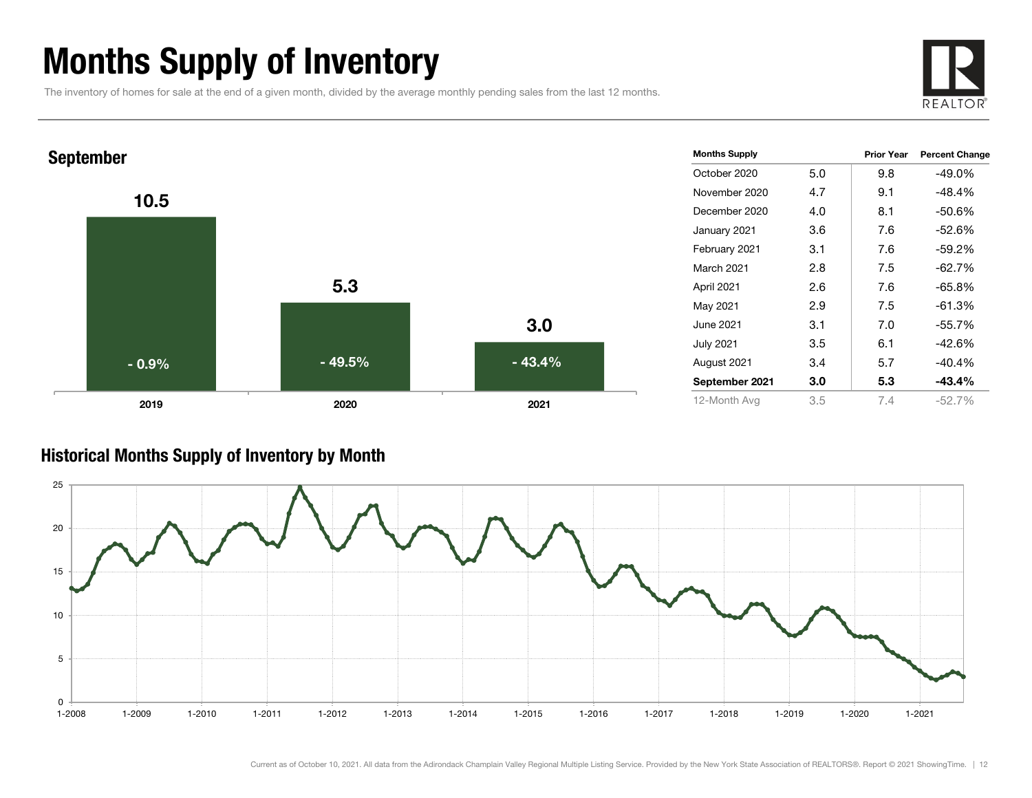# Months Supply of Inventory

The inventory of homes for sale at the end of a given month, divided by the average monthly pending sales from the last 12 months.

## September

| Year | Months Supply | Percent Change |
| --- | --- | --- |
| 2019 | 10.5 | - 0.9% |
| 2020 | 5.3 | - 49.5% |
| 2021 | 3.0 | - 43.4% |

| Months Supply | | Prior Year | Percent Change |
| --- | --- | --- | --- |
| October 2020 | 5.0 | 9.8 | -49.0% |
| November 2020 | 4.7 | 9.1 | -48.4% |
| December 2020 | 4.0 | 8.1 | -50.6% |
| January 2021 | 3.6 | 7.6 | -52.6% |
| February 2021 | 3.1 | 7.6 | -59.2% |
| March 2021 | 2.8 | 7.5 | -62.7% |
| April 2021 | 2.6 | 7.6 | -65.8% |
| May 2021 | 2.9 | 7.5 | -61.3% |
| June 2021 | 3.1 | 7.0 | -55.7% |
| July 2021 | 3.5 | 6.1 | -42.6% |
| August 2021 | 3.4 | 5.7 | -40.4% |
| **September 2021** | **3.0** | **5.3** | **-43.4%** |
| 12-Month Avg | 3.5 | 7.4 | -52.7% |

## Historical Months Supply of Inventory by Month

Current as of October 10, 2021. All data from the Adirondack Champlain Valley Regional Multiple Listing Service. Provided by the New York State Association of REALTORS®. Report © 2021 ShowingTime.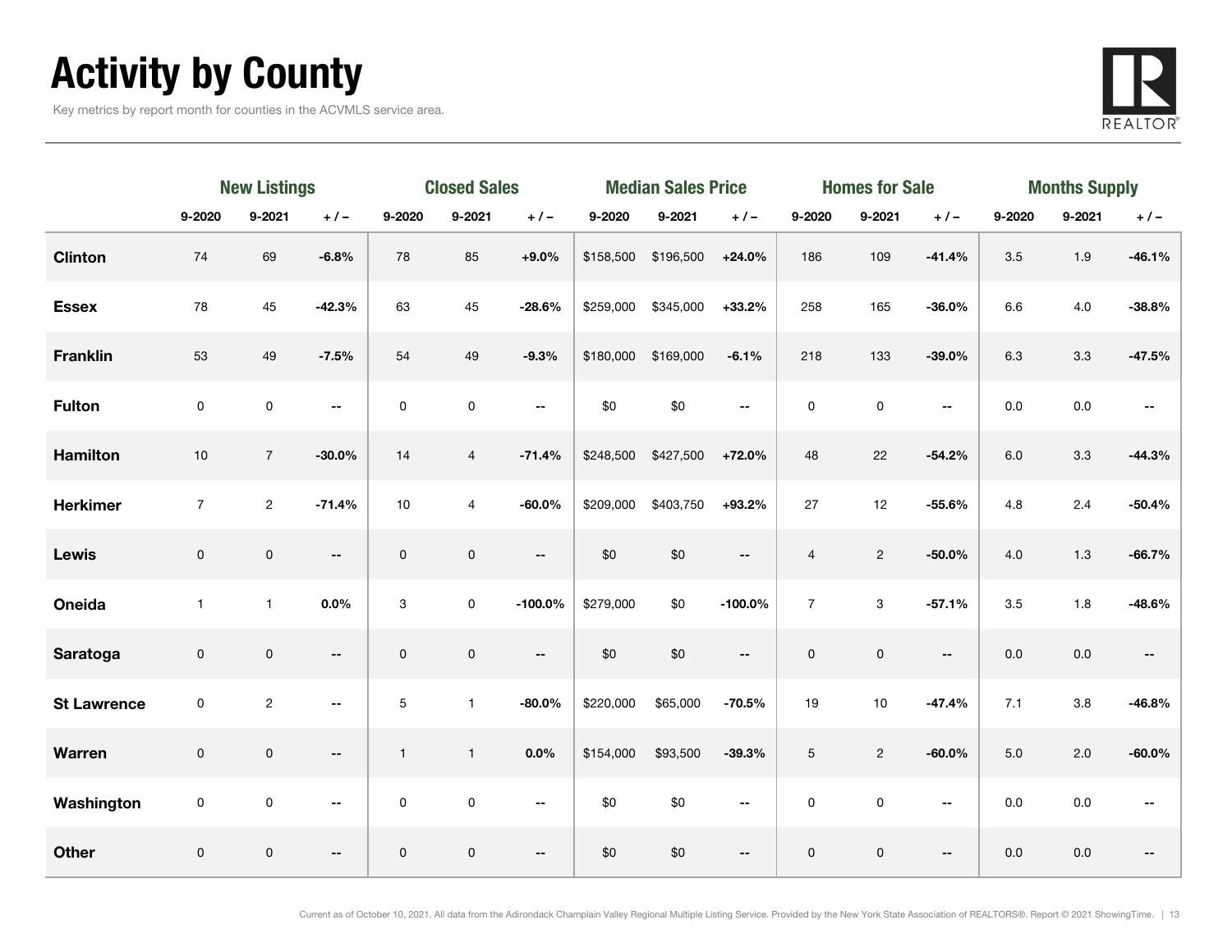# Activity by County

Key metrics by report month for counties in the ACVMLS service area.

| | New Listings | | | Closed Sales | | | Median Sales Price | | | Homes for Sale | | | Months Supply | | |
|---|---|---|---|---|---|---|---|---|---|---|---|---|---|---|---|
| | 9-2020 | 9-2021 | + / – | 9-2020 | 9-2021 | + / – | 9-2020 | 9-2021 | + / – | 9-2020 | 9-2021 | + / – | 9-2020 | 9-2021 | + / – |
| **Clinton** | 74 | 69 | **-6.8%** | 78 | 85 | **+9.0%** | $158,500 | $196,500 | **+24.0%** | 186 | 109 | **-41.4%** | 3.5 | 1.9 | **-46.1%** |
| **Essex** | 78 | 45 | **-42.3%** | 63 | 45 | **-28.6%** | $259,000 | $345,000 | **+33.2%** | 258 | 165 | **-36.0%** | 6.6 | 4.0 | **-38.8%** |
| **Franklin** | 53 | 49 | **-7.5%** | 54 | 49 | **-9.3%** | $180,000 | $169,000 | **-6.1%** | 218 | 133 | **-39.0%** | 6.3 | 3.3 | **-47.5%** |
| **Fulton** | 0 | 0 | -- | 0 | 0 | -- | $0 | $0 | -- | 0 | 0 | -- | 0.0 | 0.0 | -- |
| **Hamilton** | 10 | 7 | **-30.0%** | 14 | 4 | **-71.4%** | $248,500 | $427,500 | **+72.0%** | 48 | 22 | **-54.2%** | 6.0 | 3.3 | **-44.3%** |
| **Herkimer** | 7 | 2 | **-71.4%** | 10 | 4 | **-60.0%** | $209,000 | $403,750 | **+93.2%** | 27 | 12 | **-55.6%** | 4.8 | 2.4 | **-50.4%** |
| **Lewis** | 0 | 0 | -- | 0 | 0 | -- | $0 | $0 | -- | 4 | 2 | **-50.0%** | 4.0 | 1.3 | **-66.7%** |
| **Oneida** | 1 | 1 | **0.0%** | 3 | 0 | **-100.0%** | $279,000 | $0 | **-100.0%** | 7 | 3 | **-57.1%** | 3.5 | 1.8 | **-48.6%** |
| **Saratoga** | 0 | 0 | -- | 0 | 0 | -- | $0 | $0 | -- | 0 | 0 | -- | 0.0 | 0.0 | -- |
| **St Lawrence** | 0 | 2 | -- | 5 | 1 | **-80.0%** | $220,000 | $65,000 | **-70.5%** | 19 | 10 | **-47.4%** | 7.1 | 3.8 | **-46.8%** |
| **Warren** | 0 | 0 | -- | 1 | 1 | **0.0%** | $154,000 | $93,500 | **-39.3%** | 5 | 2 | **-60.0%** | 5.0 | 2.0 | **-60.0%** |
| **Washington** | 0 | 0 | -- | 0 | 0 | -- | $0 | $0 | -- | 0 | 0 | -- | 0.0 | 0.0 | -- |
| **Other** | 0 | 0 | -- | 0 | 0 | -- | $0 | $0 | -- | 0 | 0 | -- | 0.0 | 0.0 | -- |

Current as of October 10, 2021. All data from the Adirondack Champlain Valley Regional Multiple Listing Service. Provided by the New York State Association of REALTORS®. Report © 2021 ShowingTime.